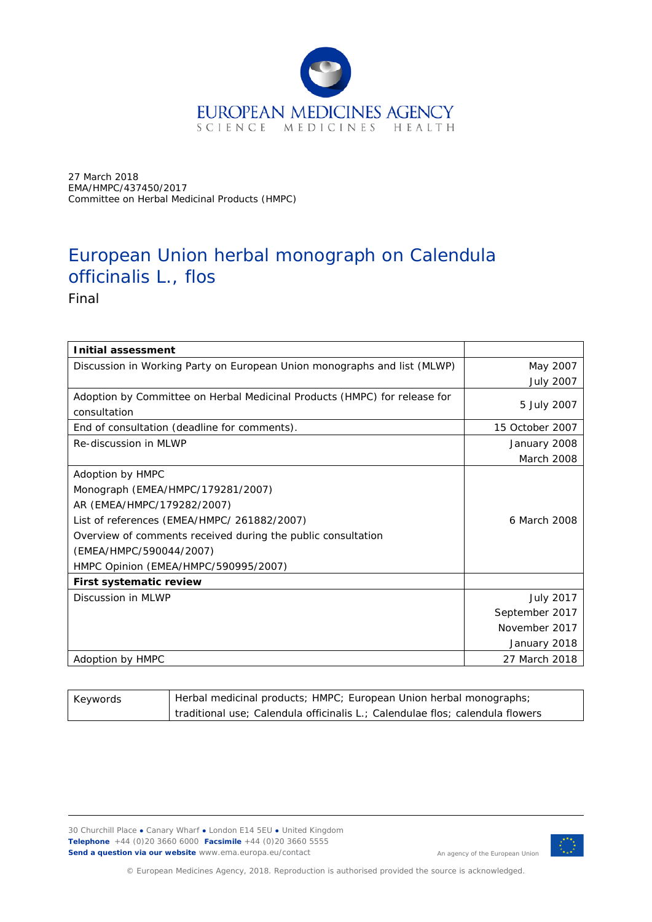27 March 2018
EMA/HMPC/437450/2017
Committee on Herbal Medicinal Products (HMPC)

# European Union herbal monograph on Calendula officinalis L., flos

Final

| | |
|---|---|
| **Initial assessment** | |
| Discussion in Working Party on European Union monographs and list (MLWP) | May 2007<br>July 2007 |
| Adoption by Committee on Herbal Medicinal Products (HMPC) for release for consultation | 5 July 2007 |
| End of consultation (deadline for comments). | 15 October 2007 |
| Re-discussion in MLWP | January 2008<br>March 2008 |
| Adoption by HMPC<br>Monograph (EMEA/HMPC/179281/2007)<br>AR (EMEA/HMPC/179282/2007)<br>List of references (EMEA/HMPC/ 261882/2007)<br>Overview of comments received during the public consultation (EMEA/HMPC/590044/2007)<br>HMPC Opinion (EMEA/HMPC/590995/2007) | 6 March 2008 |
| **First systematic review** | |
| Discussion in MLWP | July 2017<br>September 2017<br>November 2017<br>January 2018 |
| Adoption by HMPC | 27 March 2018 |

| | |
|---|---|
| Keywords | Herbal medicinal products; HMPC; European Union herbal monographs; traditional use; Calendula officinalis L.; Calendulae flos; calendula flowers |

30 Churchill Place ● Canary Wharf ● London E14 5EU ● United Kingdom
**Telephone** +44 (0)20 3660 6000 **Facsimile** +44 (0)20 3660 5555
**Send a question via our website** www.ema.europa.eu/contact

An agency of the European Union

© European Medicines Agency, 2018. Reproduction is authorised provided the source is acknowledged.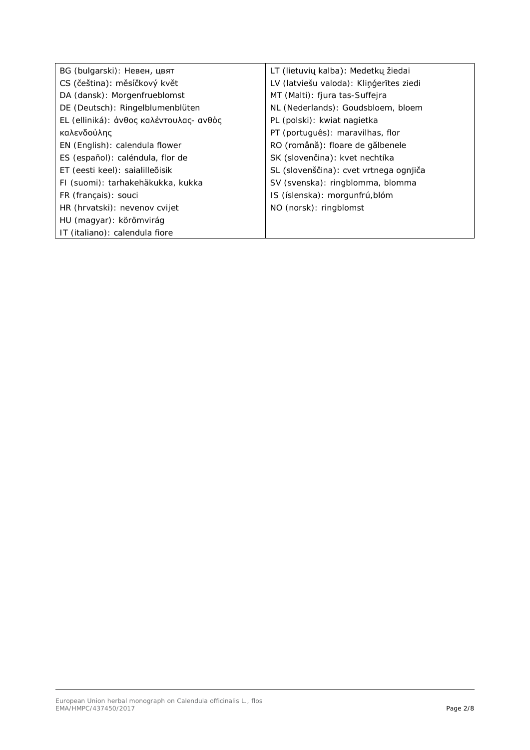| | |
|---|---|
| BG (bulgarski): Невен, цвят<br>CS (čeština): měsíčkový květ<br>DA (dansk): Morgenfrueblomst<br>DE (Deutsch): Ringelblumenblüten<br>EL (elliniká): ἀνθος καλέντουλας- ανθὸς καλενδούλης<br>EN (English): calendula flower<br>ES (español): caléndula, flor de<br>ET (eesti keel): saialilleõisik<br>FI (suomi): tarhakehäkukka, kukka<br>FR (français): souci<br>HR (hrvatski): nevenov cvijet<br>HU (magyar): körömvirág<br>IT (italiano): calendula fiore | LT (lietuvių kalba): Medetkų žiedai<br>LV (latviešu valoda): Kliņģerītes ziedi<br>MT (Malti): fjura tas-Suffejra<br>NL (Nederlands): Goudsbloem, bloem<br>PL (polski): kwiat nagietka<br>PT (português): maravilhas, flor<br>RO (română): floare de gălbenele<br>SK (slovenčina): kvet nechtíka<br>SL (slovenščina): cvet vrtnega ognjiča<br>SV (svenska): ringblomma, blomma<br>IS (íslenska): morgunfrú,blóm<br>NO (norsk): ringblomst |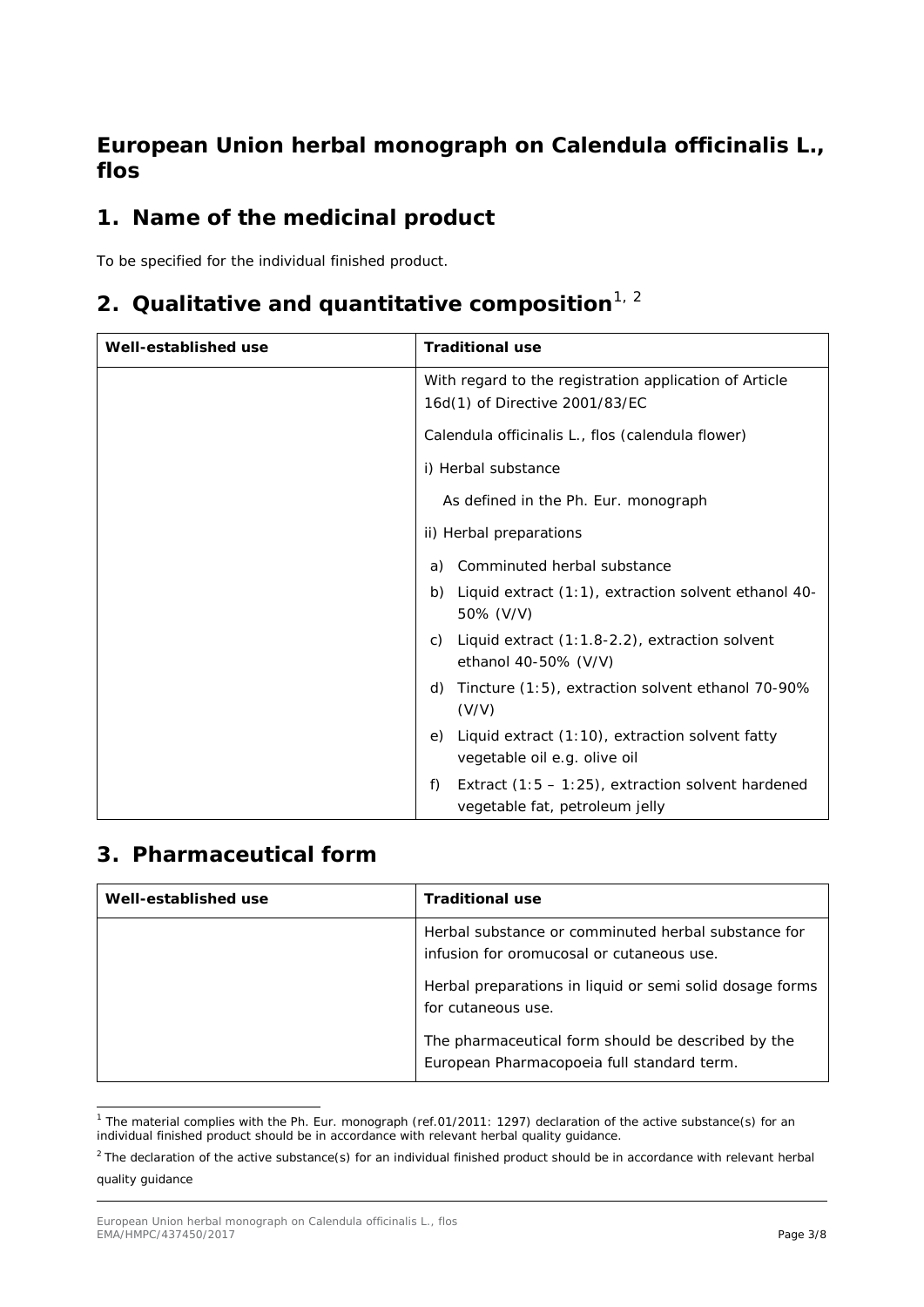## European Union herbal monograph on Calendula officinalis L., flos

## 1. Name of the medicinal product

To be specified for the individual finished product.

## 2. Qualitative and quantitative composition[1, 2]

| Well-established use | Traditional use |
|---|---|
| | With regard to the registration application of Article 16d(1) of Directive 2001/83/EC<br><br>Calendula officinalis L., flos (calendula flower)<br><br>i) Herbal substance<br><br>As defined in the Ph. Eur. monograph<br><br>ii) Herbal preparations<br><br>a) Comminuted herbal substance<br>b) Liquid extract (1:1), extraction solvent ethanol 40-50% (V/V)<br>c) Liquid extract (1:1.8-2.2), extraction solvent ethanol 40-50% (V/V)<br>d) Tincture (1:5), extraction solvent ethanol 70-90% (V/V)<br>e) Liquid extract (1:10), extraction solvent fatty vegetable oil e.g. olive oil<br>f) Extract (1:5 – 1:25), extraction solvent hardened vegetable fat, petroleum jelly |

## 3. Pharmaceutical form

| Well-established use | Traditional use |
|---|---|
| | Herbal substance or comminuted herbal substance for infusion for oromucosal or cutaneous use.<br><br>Herbal preparations in liquid or semi solid dosage forms for cutaneous use.<br><br>The pharmaceutical form should be described by the European Pharmacopoeia full standard term. |

[1] The material complies with the Ph. Eur. monograph (ref.01/2011: 1297) declaration of the active substance(s) for an individual finished product should be in accordance with relevant herbal quality guidance.

[2] The declaration of the active substance(s) for an individual finished product should be in accordance with relevant herbal quality guidance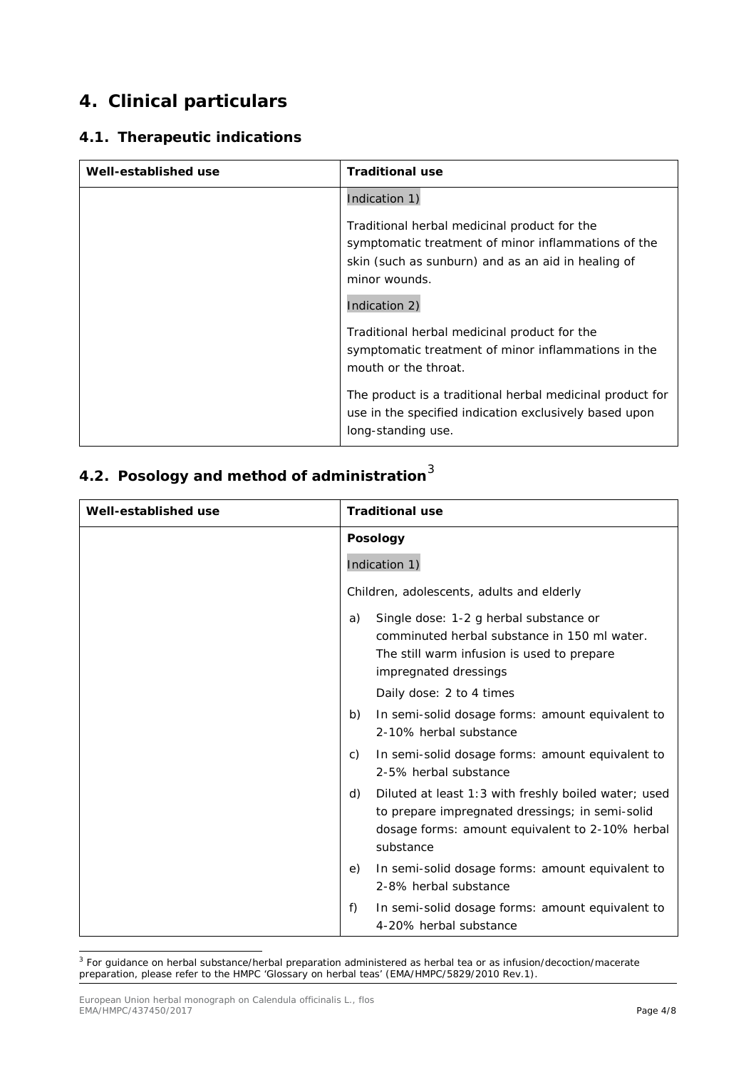# 4. Clinical particulars

## 4.1. Therapeutic indications

| Well-established use | Traditional use |
| --- | --- |
| | Indication 1)<br><br>Traditional herbal medicinal product for the symptomatic treatment of minor inflammations of the skin (such as sunburn) and as an aid in healing of minor wounds.<br><br>Indication 2)<br><br>Traditional herbal medicinal product for the symptomatic treatment of minor inflammations in the mouth or the throat.<br><br>The product is a traditional herbal medicinal product for use in the specified indication exclusively based upon long-standing use. |

## 4.2. Posology and method of administration[3]

| Well-established use | Traditional use |
| --- | --- |
| | **Posology**<br><br>Indication 1)<br><br>Children, adolescents, adults and elderly<br><br>a) Single dose: 1-2 g herbal substance or comminuted herbal substance in 150 ml water. The still warm infusion is used to prepare impregnated dressings<br>Daily dose: 2 to 4 times<br><br>b) In semi-solid dosage forms: amount equivalent to 2-10% herbal substance<br><br>c) In semi-solid dosage forms: amount equivalent to 2-5% herbal substance<br><br>d) Diluted at least 1:3 with freshly boiled water; used to prepare impregnated dressings; in semi-solid dosage forms: amount equivalent to 2-10% herbal substance<br><br>e) In semi-solid dosage forms: amount equivalent to 2-8% herbal substance<br><br>f) In semi-solid dosage forms: amount equivalent to 4-20% herbal substance |

[3] For guidance on herbal substance/herbal preparation administered as herbal tea or as infusion/decoction/macerate preparation, please refer to the HMPC 'Glossary on herbal teas' (EMA/HMPC/5829/2010 Rev.1).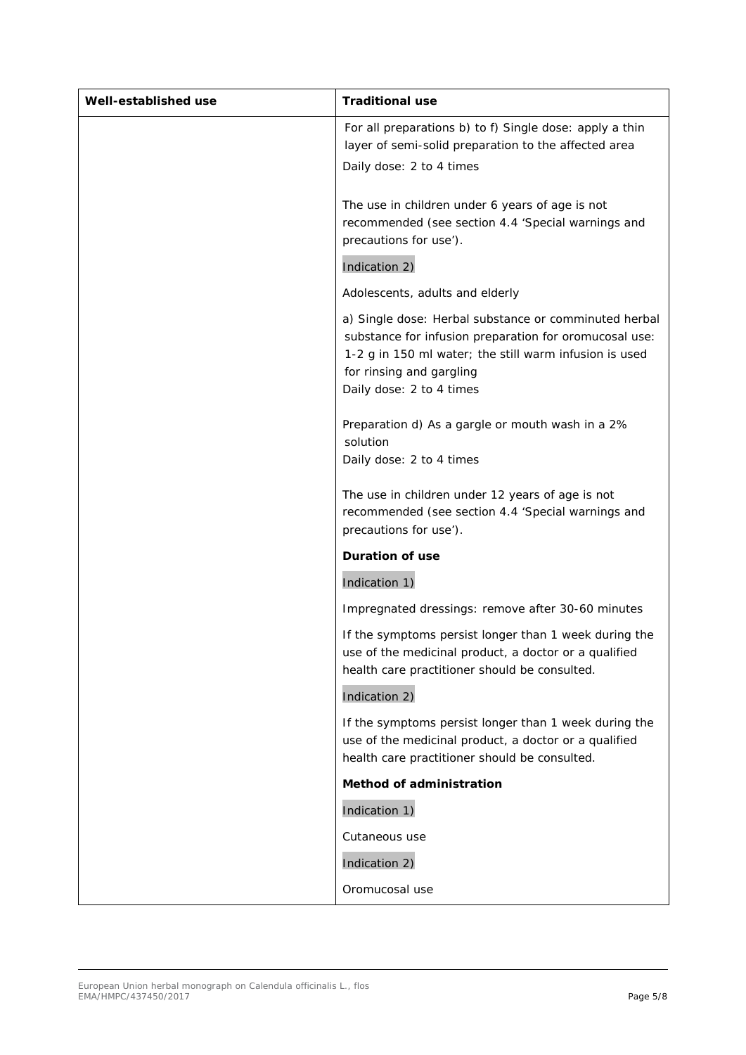| Well-established use | Traditional use |
| --- | --- |
| | For all preparations b) to f) Single dose: apply a thin layer of semi-solid preparation to the affected area<br>Daily dose: 2 to 4 times<br><br>The use in children under 6 years of age is not recommended (see section 4.4 'Special warnings and precautions for use').<br><br>Indication 2)<br><br>Adolescents, adults and elderly<br><br>a) Single dose: Herbal substance or comminuted herbal substance for infusion preparation for oromucosal use: 1-2 g in 150 ml water; the still warm infusion is used for rinsing and gargling<br>Daily dose: 2 to 4 times<br><br>Preparation d) As a gargle or mouth wash in a 2% solution<br>Daily dose: 2 to 4 times<br><br>The use in children under 12 years of age is not recommended (see section 4.4 'Special warnings and precautions for use').<br><br>**Duration of use**<br><br>Indication 1)<br><br>Impregnated dressings: remove after 30-60 minutes<br><br>If the symptoms persist longer than 1 week during the use of the medicinal product, a doctor or a qualified health care practitioner should be consulted.<br><br>Indication 2)<br><br>If the symptoms persist longer than 1 week during the use of the medicinal product, a doctor or a qualified health care practitioner should be consulted.<br><br>**Method of administration**<br><br>Indication 1)<br><br>Cutaneous use<br><br>Indication 2)<br><br>Oromucosal use |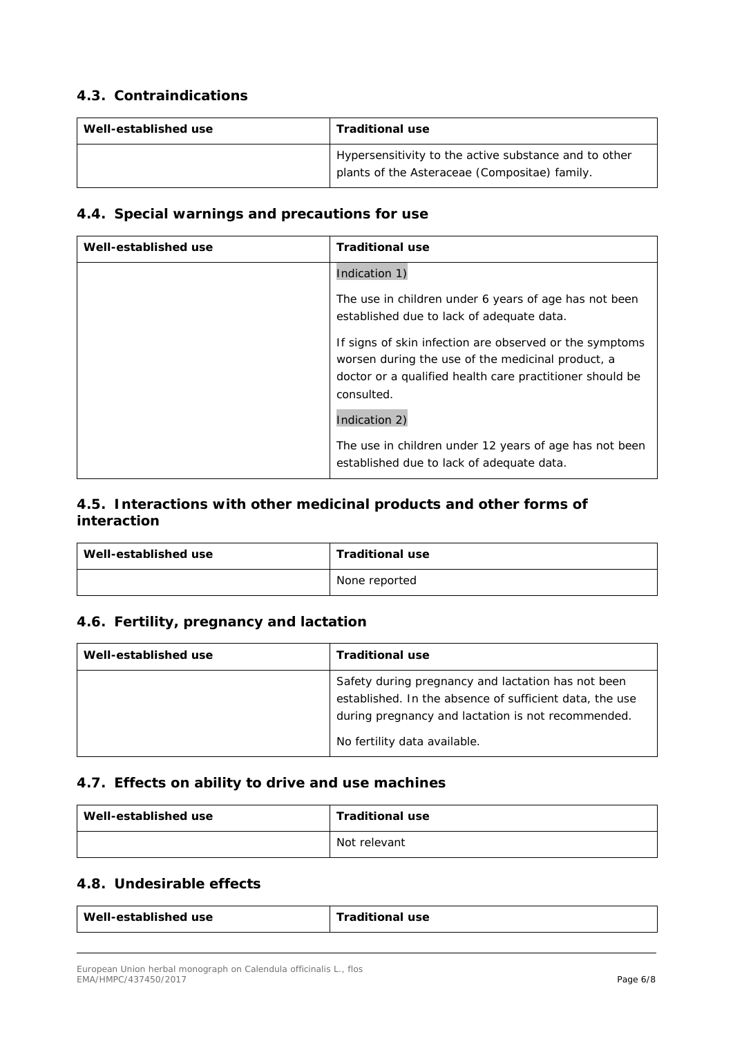## 4.3. Contraindications

| Well-established use | Traditional use |
|---|---|
| | Hypersensitivity to the active substance and to other plants of the Asteraceae (Compositae) family. |

## 4.4. Special warnings and precautions for use

| Well-established use | Traditional use |
|---|---|
| | Indication 1)<br><br>The use in children under 6 years of age has not been established due to lack of adequate data.<br><br>If signs of skin infection are observed or the symptoms worsen during the use of the medicinal product, a doctor or a qualified health care practitioner should be consulted.<br><br>Indication 2)<br><br>The use in children under 12 years of age has not been established due to lack of adequate data. |

## 4.5. Interactions with other medicinal products and other forms of interaction

| Well-established use | Traditional use |
|---|---|
| | None reported |

## 4.6. Fertility, pregnancy and lactation

| Well-established use | Traditional use |
|---|---|
| | Safety during pregnancy and lactation has not been established. In the absence of sufficient data, the use during pregnancy and lactation is not recommended.<br><br>No fertility data available. |

## 4.7. Effects on ability to drive and use machines

| Well-established use | Traditional use |
|---|---|
| | Not relevant |

## 4.8. Undesirable effects

| Well-established use | Traditional use |
|---|---|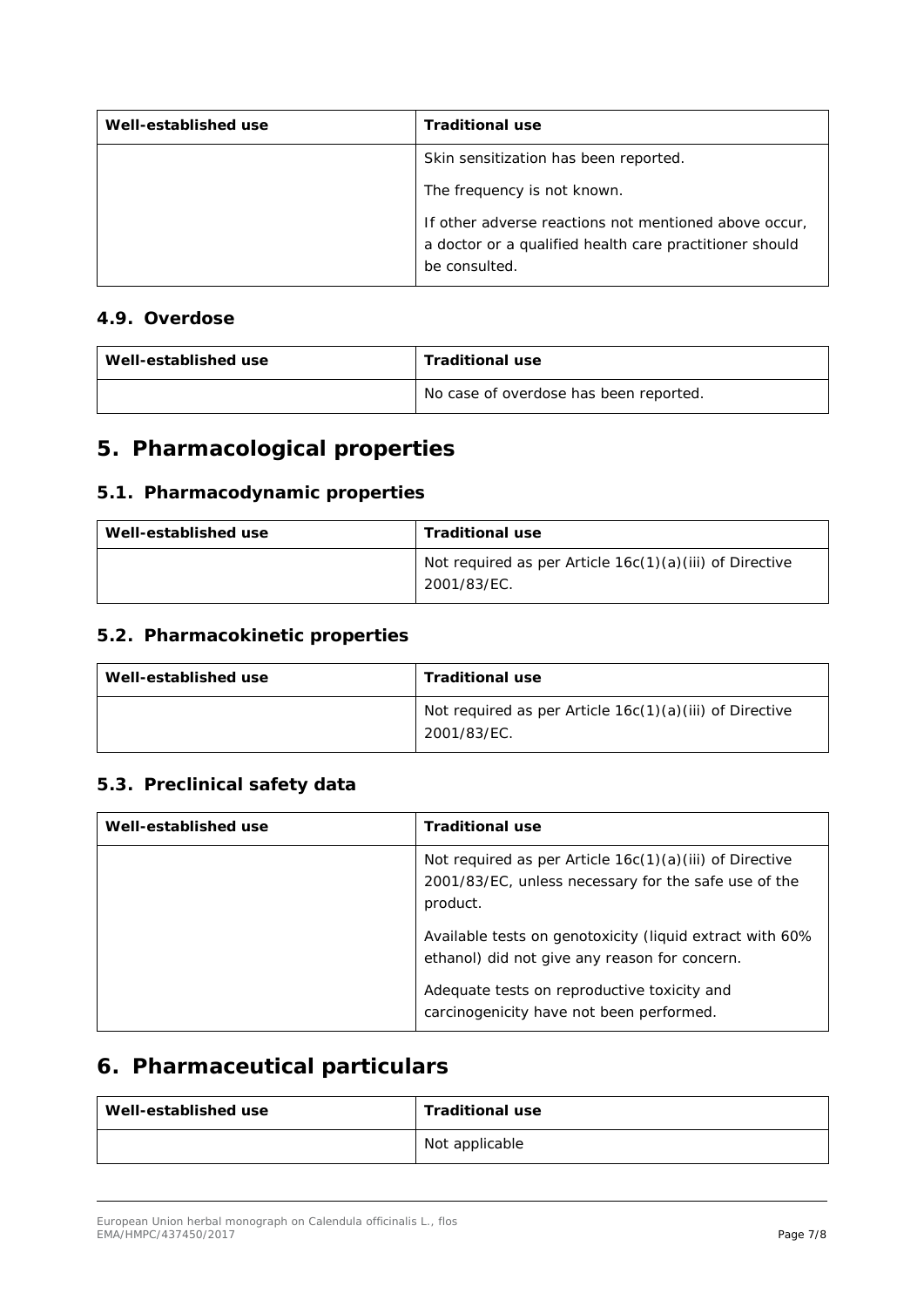| Well-established use | Traditional use |
| --- | --- |
| | Skin sensitization has been reported.<br><br>The frequency is not known.<br><br>If other adverse reactions not mentioned above occur, a doctor or a qualified health care practitioner should be consulted. |

### 4.9. Overdose

| Well-established use | Traditional use |
| --- | --- |
| | No case of overdose has been reported. |

## 5. Pharmacological properties

### 5.1. Pharmacodynamic properties

| Well-established use | Traditional use |
| --- | --- |
| | Not required as per Article 16c(1)(a)(iii) of Directive 2001/83/EC. |

### 5.2. Pharmacokinetic properties

| Well-established use | Traditional use |
| --- | --- |
| | Not required as per Article 16c(1)(a)(iii) of Directive 2001/83/EC. |

### 5.3. Preclinical safety data

| Well-established use | Traditional use |
| --- | --- |
| | Not required as per Article 16c(1)(a)(iii) of Directive 2001/83/EC, unless necessary for the safe use of the product.<br><br>Available tests on genotoxicity (liquid extract with 60% ethanol) did not give any reason for concern.<br><br>Adequate tests on reproductive toxicity and carcinogenicity have not been performed. |

## 6. Pharmaceutical particulars

| Well-established use | Traditional use |
| --- | --- |
| | Not applicable |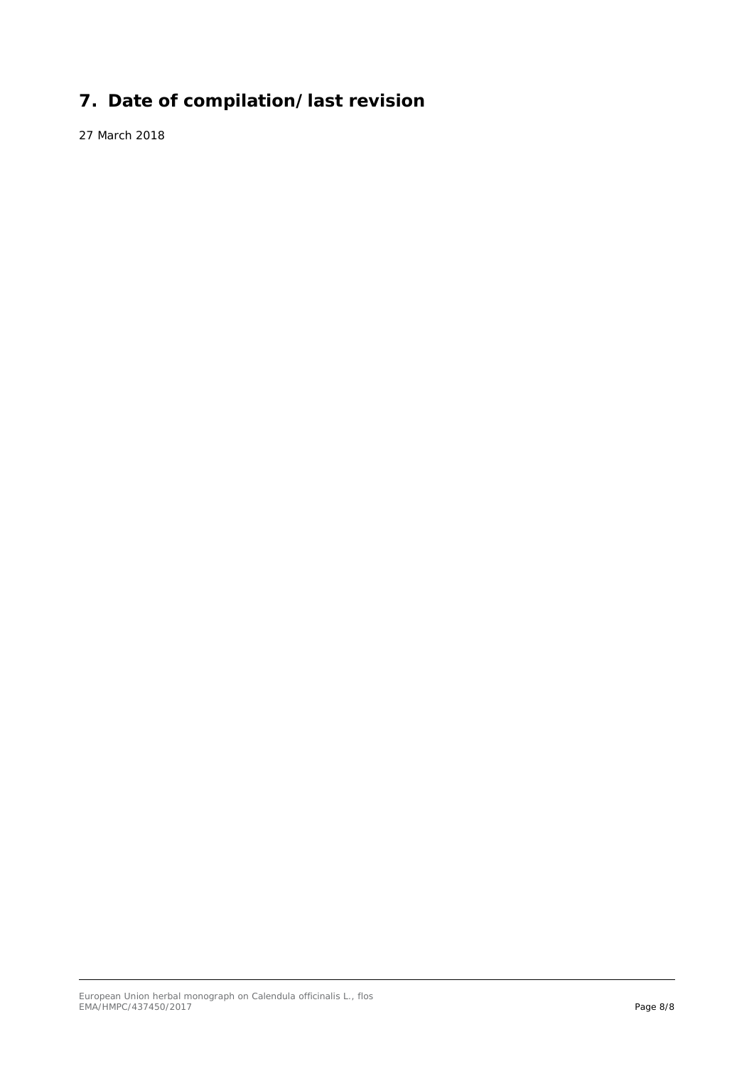# 7. Date of compilation/last revision

27 March 2018